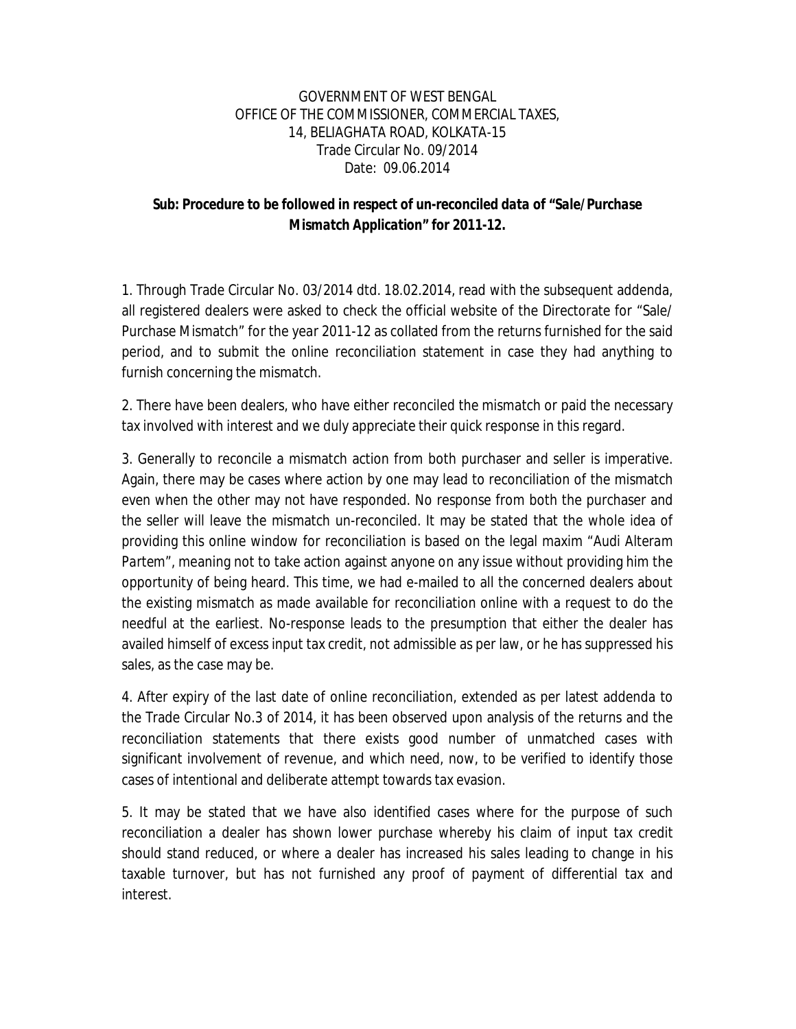GOVERNMENT OF WEST BENGAL
OFFICE OF THE COMMISSIONER, COMMERCIAL TAXES,
14, BELIAGHATA ROAD, KOLKATA-15
Trade Circular No. 09/2014
Date: 09.06.2014

**Sub: Procedure to be followed in respect of un-reconciled data of "Sale/Purchase Mismatch Application" for 2011-12.**

1. Through Trade Circular No. 03/2014 dtd. 18.02.2014, read with the subsequent addenda, all registered dealers were asked to check the official website of the Directorate for "Sale/ Purchase Mismatch" for the year 2011-12 as collated from the returns furnished for the said period, and to submit the online reconciliation statement in case they had anything to furnish concerning the mismatch.

2. There have been dealers, who have either reconciled the mismatch or paid the necessary tax involved with interest and we duly appreciate their quick response in this regard.

3. Generally to reconcile a mismatch action from both purchaser and seller is imperative. Again, there may be cases where action by one may lead to reconciliation of the mismatch even when the other may not have responded. No response from both the purchaser and the seller will leave the mismatch un-reconciled. It may be stated that the whole idea of providing this online window for reconciliation is based on the legal maxim "Audi Alteram Partem", meaning not to take action against anyone on any issue without providing him the opportunity of being heard. This time, we had e-mailed to all the concerned dealers about the existing mismatch as made available for reconciliation online with a request to do the needful at the earliest. No-response leads to the presumption that either the dealer has availed himself of excess input tax credit, not admissible as per law, or he has suppressed his sales, as the case may be.

4. After expiry of the last date of online reconciliation, extended as per latest addenda to the Trade Circular No.3 of 2014, it has been observed upon analysis of the returns and the reconciliation statements that there exists good number of unmatched cases with significant involvement of revenue, and which need, now, to be verified to identify those cases of intentional and deliberate attempt towards tax evasion.

5. It may be stated that we have also identified cases where for the purpose of such reconciliation a dealer has shown lower purchase whereby his claim of input tax credit should stand reduced, or where a dealer has increased his sales leading to change in his taxable turnover, but has not furnished any proof of payment of differential tax and interest.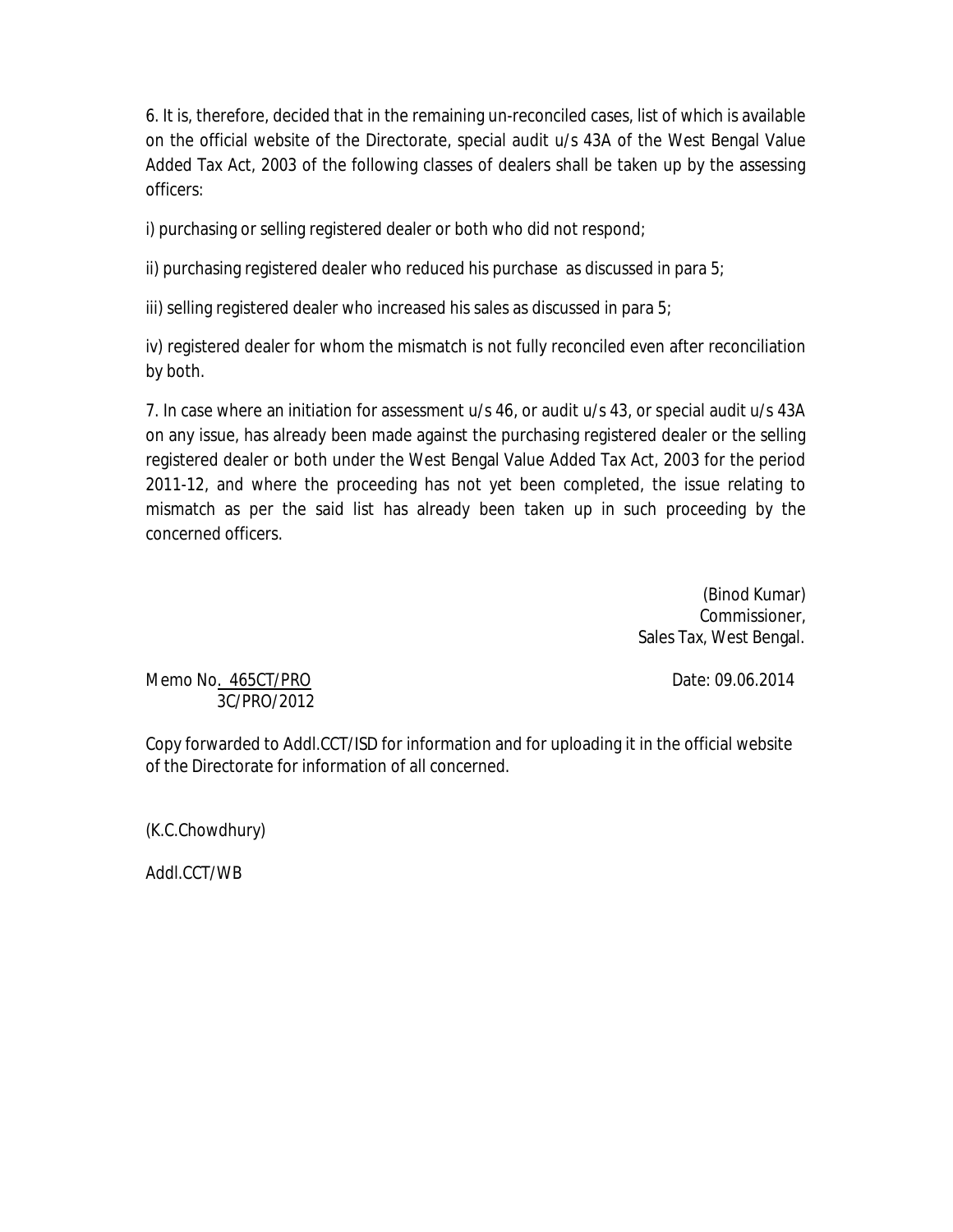6. It is, therefore, decided that in the remaining un-reconciled cases, list of which is available on the official website of the Directorate, special audit u/s 43A of the West Bengal Value Added Tax Act, 2003 of the following classes of dealers shall be taken up by the assessing officers:

i) purchasing or selling registered dealer or both who did not respond;

ii) purchasing registered dealer who reduced his purchase as discussed in para 5;

iii) selling registered dealer who increased his sales as discussed in para 5;

iv) registered dealer for whom the mismatch is not fully reconciled even after reconciliation by both.

7. In case where an initiation for assessment u/s 46, or audit u/s 43, or special audit u/s 43A on any issue, has already been made against the purchasing registered dealer or the selling registered dealer or both under the West Bengal Value Added Tax Act, 2003 for the period 2011-12, and where the proceeding has not yet been completed, the issue relating to mismatch as per the said list has already been taken up in such proceeding by the concerned officers.

(Binod Kumar)
Commissioner,
Sales Tax, West Bengal.

Memo No. 465CT/PRO
3C/PRO/2012

Date: 09.06.2014

Copy forwarded to Addl.CCT/ISD for information and for uploading it in the official website of the Directorate for information of all concerned.

(K.C.Chowdhury)

Addl.CCT/WB